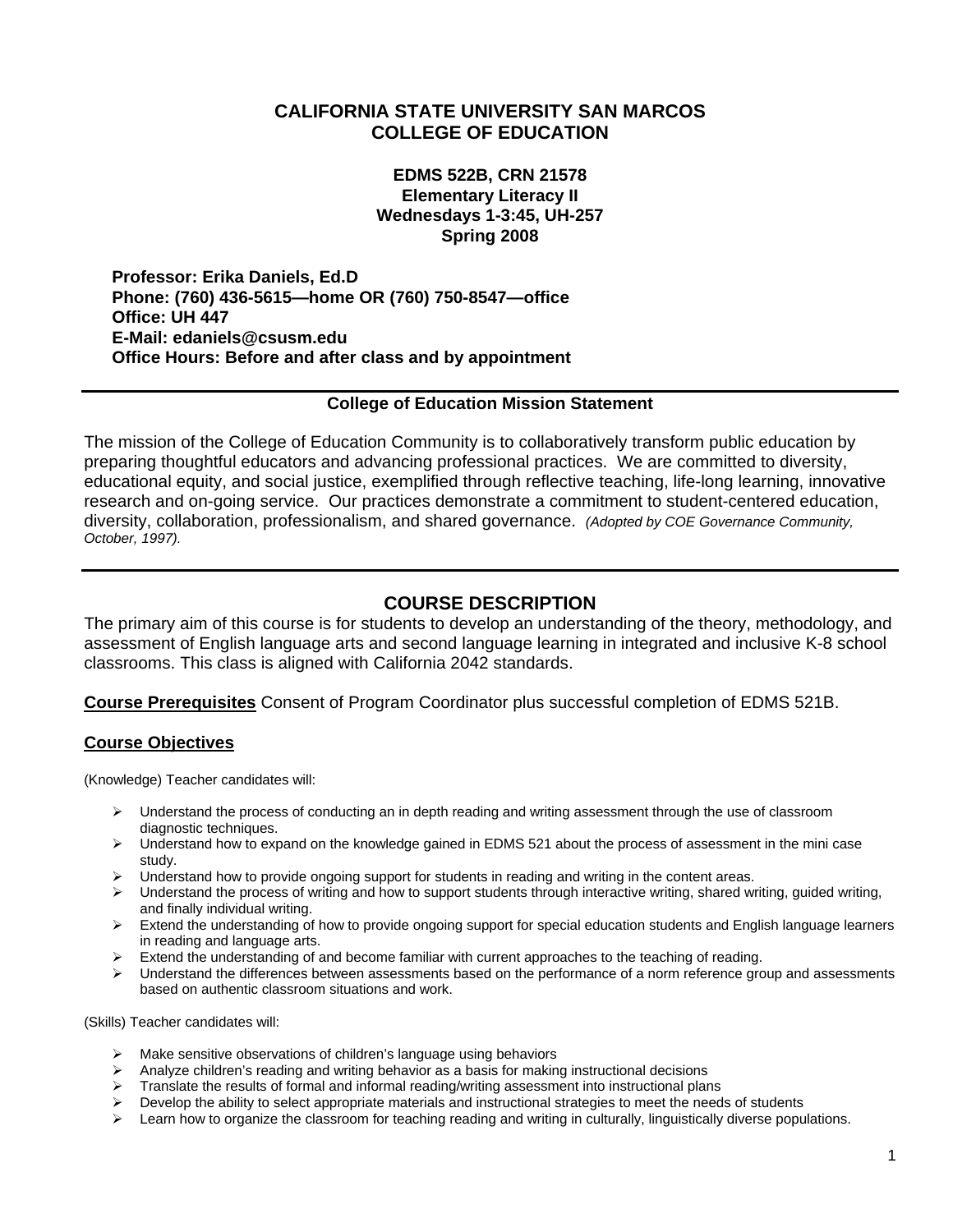# CALIFORNIA STATE UNIVERSITY SAN MARCOS
# COLLEGE OF EDUCATION

**EDMS 522B, CRN 21578**
**Elementary Literacy II**
**Wednesdays 1-3:45, UH-257**
**Spring 2008**

**Professor: Erika Daniels, Ed.D**
**Phone: (760) 436-5615—home OR (760) 750-8547—office**
**Office: UH 447**
**E-Mail: edaniels@csusm.edu**
**Office Hours: Before and after class and by appointment**

---

### College of Education Mission Statement

The mission of the College of Education Community is to collaboratively transform public education by preparing thoughtful educators and advancing professional practices. We are committed to diversity, educational equity, and social justice, exemplified through reflective teaching, life-long learning, innovative research and on-going service. Our practices demonstrate a commitment to student-centered education, diversity, collaboration, professionalism, and shared governance. *(Adopted by COE Governance Community, October, 1997).*

---

## COURSE DESCRIPTION

The primary aim of this course is for students to develop an understanding of the theory, methodology, and assessment of English language arts and second language learning in integrated and inclusive K-8 school classrooms. This class is aligned with California 2042 standards.

**Course Prerequisites** Consent of Program Coordinator plus successful completion of EDMS 521B.

### Course Objectives

(Knowledge) Teacher candidates will:

- Understand the process of conducting an in depth reading and writing assessment through the use of classroom diagnostic techniques.
- Understand how to expand on the knowledge gained in EDMS 521 about the process of assessment in the mini case study.
- Understand how to provide ongoing support for students in reading and writing in the content areas.
- Understand the process of writing and how to support students through interactive writing, shared writing, guided writing, and finally individual writing.
- Extend the understanding of how to provide ongoing support for special education students and English language learners in reading and language arts.
- Extend the understanding of and become familiar with current approaches to the teaching of reading.
- Understand the differences between assessments based on the performance of a norm reference group and assessments based on authentic classroom situations and work.

(Skills) Teacher candidates will:

- Make sensitive observations of children's language using behaviors
- Analyze children's reading and writing behavior as a basis for making instructional decisions
- Translate the results of formal and informal reading/writing assessment into instructional plans
- Develop the ability to select appropriate materials and instructional strategies to meet the needs of students
- Learn how to organize the classroom for teaching reading and writing in culturally, linguistically diverse populations.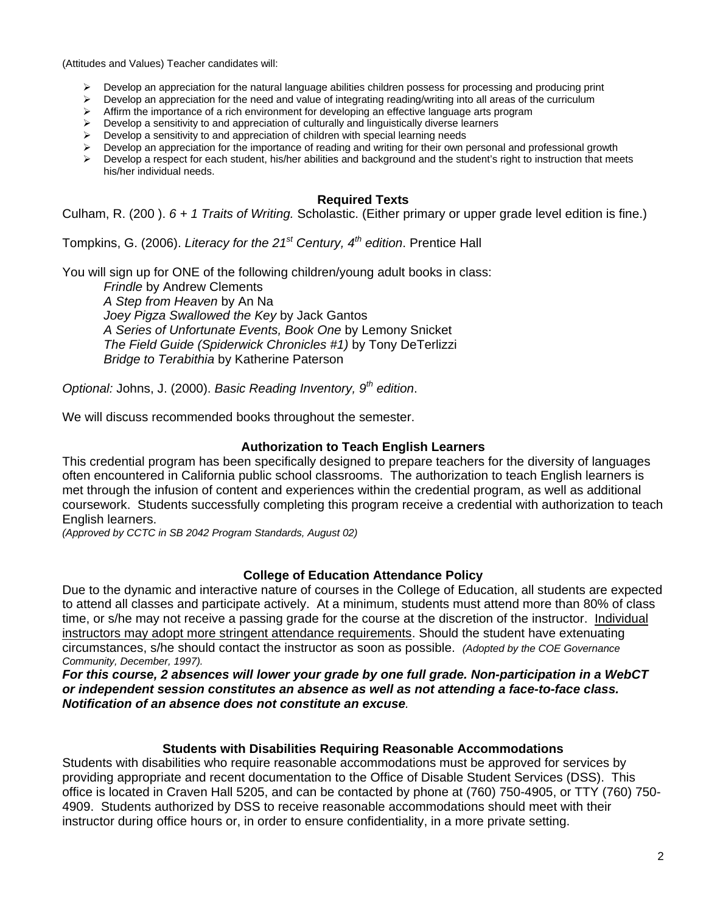(Attitudes and Values) Teacher candidates will:

- Develop an appreciation for the natural language abilities children possess for processing and producing print
- Develop an appreciation for the need and value of integrating reading/writing into all areas of the curriculum
- Affirm the importance of a rich environment for developing an effective language arts program
- Develop a sensitivity to and appreciation of culturally and linguistically diverse learners
- Develop a sensitivity to and appreciation of children with special learning needs
- Develop an appreciation for the importance of reading and writing for their own personal and professional growth
- Develop a respect for each student, his/her abilities and background and the student's right to instruction that meets his/her individual needs.

### Required Texts

Culham, R. (200 ). *6 + 1 Traits of Writing.* Scholastic. (Either primary or upper grade level edition is fine.)

Tompkins, G. (2006). *Literacy for the 21st Century, 4th edition*. Prentice Hall

You will sign up for ONE of the following children/young adult books in class:

*Frindle* by Andrew Clements
*A Step from Heaven* by An Na
*Joey Pigza Swallowed the Key* by Jack Gantos
*A Series of Unfortunate Events, Book One* by Lemony Snicket
*The Field Guide (Spiderwick Chronicles #1)* by Tony DeTerlizzi
*Bridge to Terabithia* by Katherine Paterson

*Optional:* Johns, J. (2000). *Basic Reading Inventory, 9th edition*.

We will discuss recommended books throughout the semester.

### Authorization to Teach English Learners

This credential program has been specifically designed to prepare teachers for the diversity of languages often encountered in California public school classrooms. The authorization to teach English learners is met through the infusion of content and experiences within the credential program, as well as additional coursework. Students successfully completing this program receive a credential with authorization to teach English learners.
*(Approved by CCTC in SB 2042 Program Standards, August 02)*

### College of Education Attendance Policy

Due to the dynamic and interactive nature of courses in the College of Education, all students are expected to attend all classes and participate actively. At a minimum, students must attend more than 80% of class time, or s/he may not receive a passing grade for the course at the discretion of the instructor. Individual instructors may adopt more stringent attendance requirements. Should the student have extenuating circumstances, s/he should contact the instructor as soon as possible. *(Adopted by the COE Governance Community, December, 1997).*

***For this course, 2 absences will lower your grade by one full grade. Non-participation in a WebCT or independent session constitutes an absence as well as not attending a face-to-face class. Notification of an absence does not constitute an excuse.***

### Students with Disabilities Requiring Reasonable Accommodations

Students with disabilities who require reasonable accommodations must be approved for services by providing appropriate and recent documentation to the Office of Disable Student Services (DSS). This office is located in Craven Hall 5205, and can be contacted by phone at (760) 750-4905, or TTY (760) 750-4909. Students authorized by DSS to receive reasonable accommodations should meet with their instructor during office hours or, in order to ensure confidentiality, in a more private setting.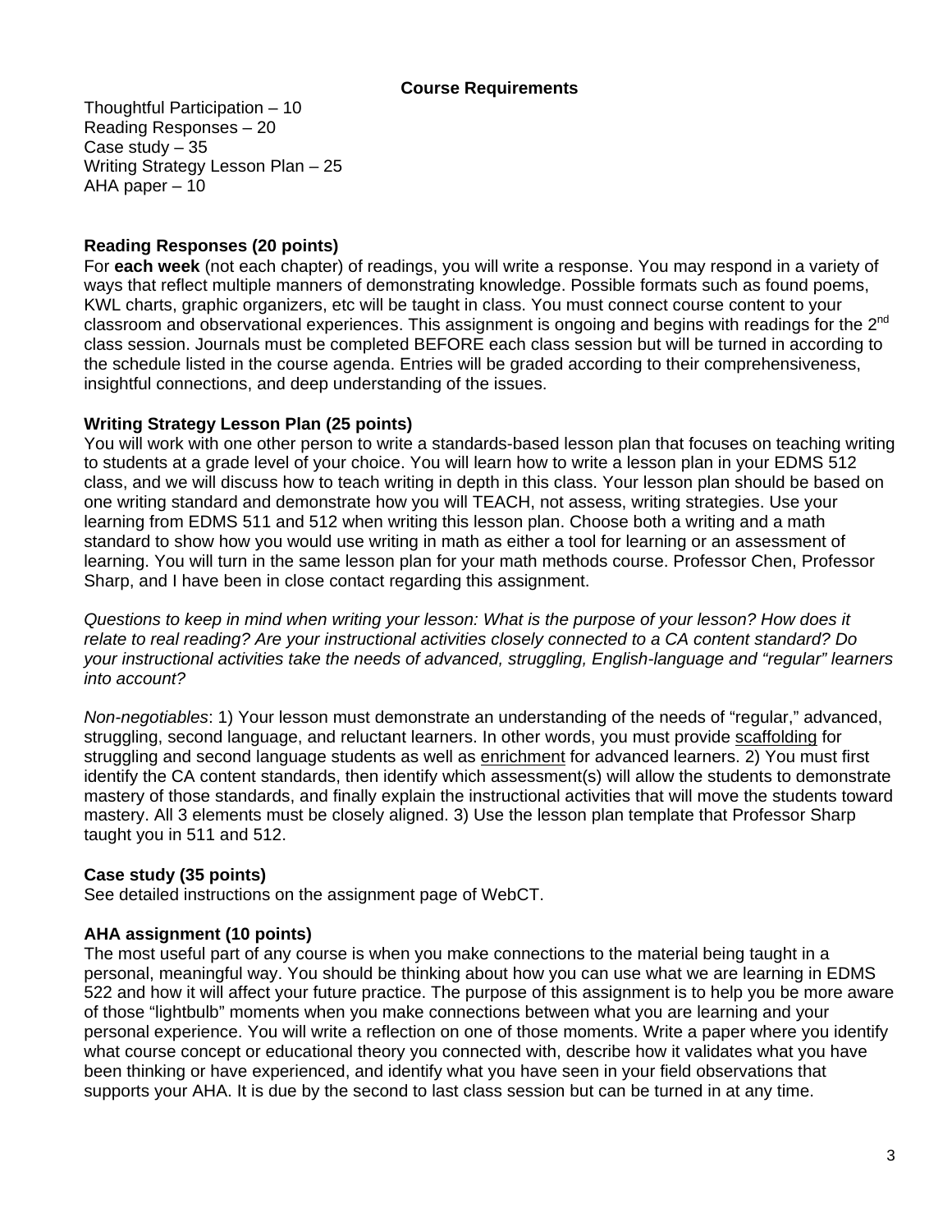## Course Requirements

Thoughtful Participation – 10
Reading Responses – 20
Case study – 35
Writing Strategy Lesson Plan – 25
AHA paper – 10

### Reading Responses (20 points)

For **each week** (not each chapter) of readings, you will write a response. You may respond in a variety of ways that reflect multiple manners of demonstrating knowledge. Possible formats such as found poems, KWL charts, graphic organizers, etc will be taught in class. You must connect course content to your classroom and observational experiences. This assignment is ongoing and begins with readings for the 2nd class session. Journals must be completed BEFORE each class session but will be turned in according to the schedule listed in the course agenda. Entries will be graded according to their comprehensiveness, insightful connections, and deep understanding of the issues.

### Writing Strategy Lesson Plan (25 points)

You will work with one other person to write a standards-based lesson plan that focuses on teaching writing to students at a grade level of your choice. You will learn how to write a lesson plan in your EDMS 512 class, and we will discuss how to teach writing in depth in this class. Your lesson plan should be based on one writing standard and demonstrate how you will TEACH, not assess, writing strategies. Use your learning from EDMS 511 and 512 when writing this lesson plan. Choose both a writing and a math standard to show how you would use writing in math as either a tool for learning or an assessment of learning. You will turn in the same lesson plan for your math methods course. Professor Chen, Professor Sharp, and I have been in close contact regarding this assignment.

*Questions to keep in mind when writing your lesson: What is the purpose of your lesson? How does it relate to real reading? Are your instructional activities closely connected to a CA content standard? Do your instructional activities take the needs of advanced, struggling, English-language and "regular" learners into account?*

*Non-negotiables*: 1) Your lesson must demonstrate an understanding of the needs of "regular," advanced, struggling, second language, and reluctant learners. In other words, you must provide <u>scaffolding</u> for struggling and second language students as well as <u>enrichment</u> for advanced learners. 2) You must first identify the CA content standards, then identify which assessment(s) will allow the students to demonstrate mastery of those standards, and finally explain the instructional activities that will move the students toward mastery. All 3 elements must be closely aligned. 3) Use the lesson plan template that Professor Sharp taught you in 511 and 512.

### Case study (35 points)

See detailed instructions on the assignment page of WebCT.

### AHA assignment (10 points)

The most useful part of any course is when you make connections to the material being taught in a personal, meaningful way. You should be thinking about how you can use what we are learning in EDMS 522 and how it will affect your future practice. The purpose of this assignment is to help you be more aware of those "lightbulb" moments when you make connections between what you are learning and your personal experience. You will write a reflection on one of those moments. Write a paper where you identify what course concept or educational theory you connected with, describe how it validates what you have been thinking or have experienced, and identify what you have seen in your field observations that supports your AHA. It is due by the second to last class session but can be turned in at any time.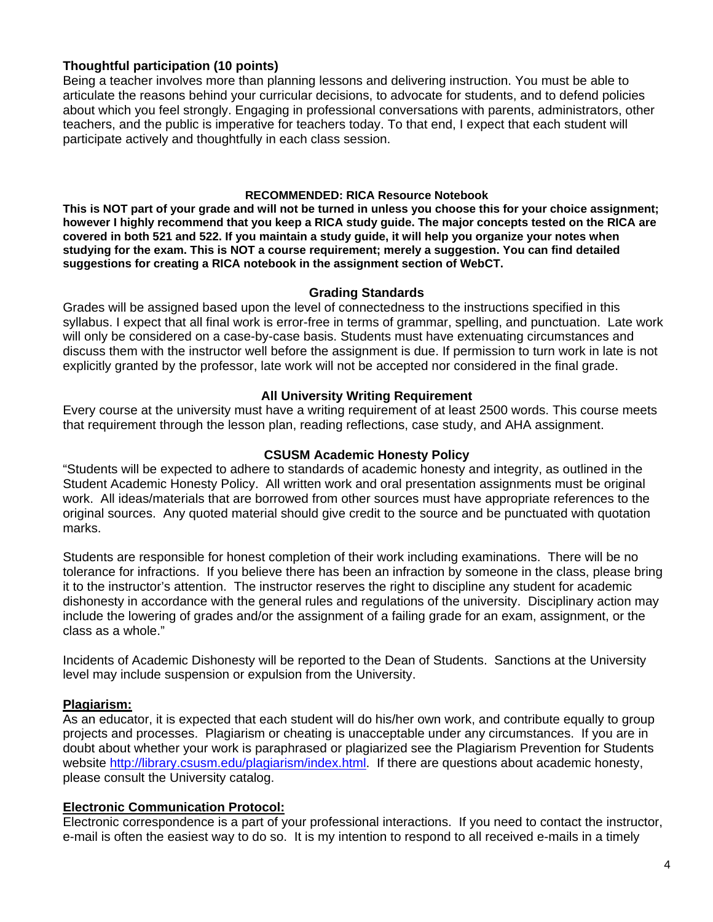### Thoughtful participation (10 points)

Being a teacher involves more than planning lessons and delivering instruction. You must be able to articulate the reasons behind your curricular decisions, to advocate for students, and to defend policies about which you feel strongly. Engaging in professional conversations with parents, administrators, other teachers, and the public is imperative for teachers today. To that end, I expect that each student will participate actively and thoughtfully in each class session.

#### RECOMMENDED: RICA Resource Notebook

**This is NOT part of your grade and will not be turned in unless you choose this for your choice assignment; however I highly recommend that you keep a RICA study guide. The major concepts tested on the RICA are covered in both 521 and 522. If you maintain a study guide, it will help you organize your notes when studying for the exam. This is NOT a course requirement; merely a suggestion. You can find detailed suggestions for creating a RICA notebook in the assignment section of WebCT.**

### Grading Standards

Grades will be assigned based upon the level of connectedness to the instructions specified in this syllabus. I expect that all final work is error-free in terms of grammar, spelling, and punctuation. Late work will only be considered on a case-by-case basis. Students must have extenuating circumstances and discuss them with the instructor well before the assignment is due. If permission to turn work in late is not explicitly granted by the professor, late work will not be accepted nor considered in the final grade.

### All University Writing Requirement

Every course at the university must have a writing requirement of at least 2500 words. This course meets that requirement through the lesson plan, reading reflections, case study, and AHA assignment.

### CSUSM Academic Honesty Policy

"Students will be expected to adhere to standards of academic honesty and integrity, as outlined in the Student Academic Honesty Policy. All written work and oral presentation assignments must be original work. All ideas/materials that are borrowed from other sources must have appropriate references to the original sources. Any quoted material should give credit to the source and be punctuated with quotation marks.

Students are responsible for honest completion of their work including examinations. There will be no tolerance for infractions. If you believe there has been an infraction by someone in the class, please bring it to the instructor's attention. The instructor reserves the right to discipline any student for academic dishonesty in accordance with the general rules and regulations of the university. Disciplinary action may include the lowering of grades and/or the assignment of a failing grade for an exam, assignment, or the class as a whole."

Incidents of Academic Dishonesty will be reported to the Dean of Students. Sanctions at the University level may include suspension or expulsion from the University.

### Plagiarism:

As an educator, it is expected that each student will do his/her own work, and contribute equally to group projects and processes. Plagiarism or cheating is unacceptable under any circumstances. If you are in doubt about whether your work is paraphrased or plagiarized see the Plagiarism Prevention for Students website [http://library.csusm.edu/plagiarism/index.html](http://library.csusm.edu/plagiarism/index.html). If there are questions about academic honesty, please consult the University catalog.

### Electronic Communication Protocol:

Electronic correspondence is a part of your professional interactions. If you need to contact the instructor, e-mail is often the easiest way to do so. It is my intention to respond to all received e-mails in a timely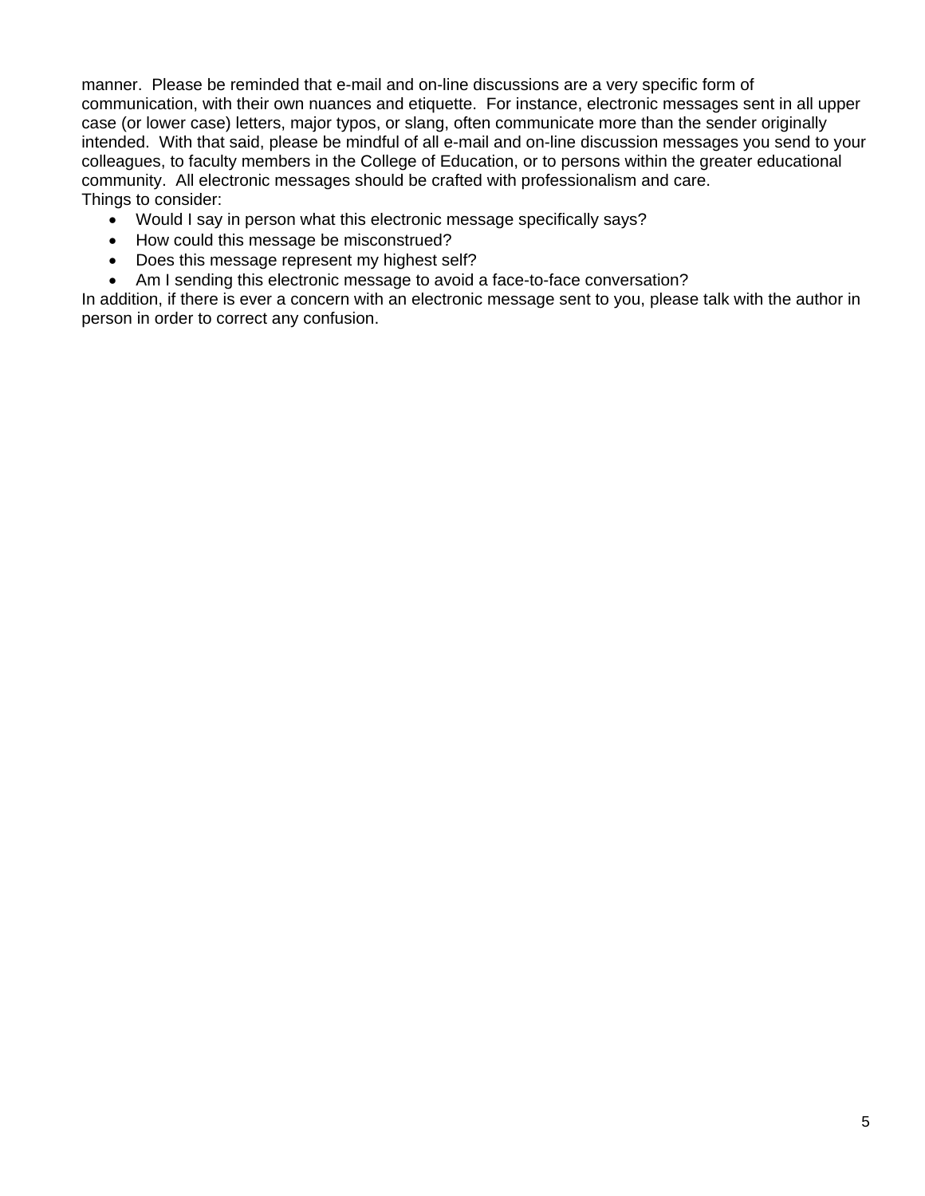manner. Please be reminded that e-mail and on-line discussions are a very specific form of communication, with their own nuances and etiquette. For instance, electronic messages sent in all upper case (or lower case) letters, major typos, or slang, often communicate more than the sender originally intended. With that said, please be mindful of all e-mail and on-line discussion messages you send to your colleagues, to faculty members in the College of Education, or to persons within the greater educational community. All electronic messages should be crafted with professionalism and care.
Things to consider:

- Would I say in person what this electronic message specifically says?
- How could this message be misconstrued?
- Does this message represent my highest self?
- Am I sending this electronic message to avoid a face-to-face conversation?

In addition, if there is ever a concern with an electronic message sent to you, please talk with the author in person in order to correct any confusion.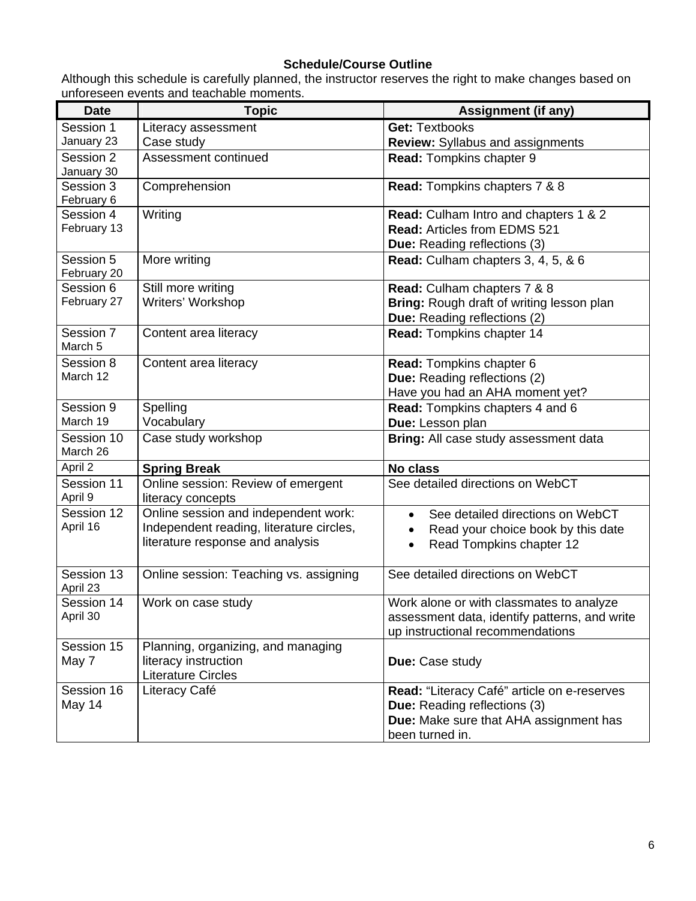**Schedule/Course Outline**

Although this schedule is carefully planned, the instructor reserves the right to make changes based on unforeseen events and teachable moments.

| Date | Topic | Assignment (if any) |
|---|---|---|
| Session 1<br>January 23 | Literacy assessment<br>Case study | **Get:** Textbooks<br>**Review:** Syllabus and assignments |
| Session 2<br>January 30 | Assessment continued | **Read:** Tompkins chapter 9 |
| Session 3<br>February 6 | Comprehension | **Read:** Tompkins chapters 7 & 8 |
| Session 4<br>February 13 | Writing | **Read:** Culham Intro and chapters 1 & 2<br>**Read:** Articles from EDMS 521<br>**Due:** Reading reflections (3) |
| Session 5<br>February 20 | More writing | **Read:** Culham chapters 3, 4, 5, & 6 |
| Session 6<br>February 27 | Still more writing<br>Writers' Workshop | **Read:** Culham chapters 7 & 8<br>**Bring:** Rough draft of writing lesson plan<br>**Due:** Reading reflections (2) |
| Session 7<br>March 5 | Content area literacy | **Read:** Tompkins chapter 14 |
| Session 8<br>March 12 | Content area literacy | **Read:** Tompkins chapter 6<br>**Due:** Reading reflections (2)<br>Have you had an AHA moment yet? |
| Session 9<br>March 19 | Spelling<br>Vocabulary | **Read:** Tompkins chapters 4 and 6<br>**Due:** Lesson plan |
| Session 10<br>March 26 | Case study workshop | **Bring:** All case study assessment data |
| April 2 | **Spring Break** | **No class** |
| Session 11<br>April 9 | Online session: Review of emergent literacy concepts | See detailed directions on WebCT |
| Session 12<br>April 16 | Online session and independent work: Independent reading, literature circles, literature response and analysis | • See detailed directions on WebCT<br>• Read your choice book by this date<br>• Read Tompkins chapter 12 |
| Session 13<br>April 23 | Online session: Teaching vs. assigning | See detailed directions on WebCT |
| Session 14<br>April 30 | Work on case study | Work alone or with classmates to analyze assessment data, identify patterns, and write up instructional recommendations |
| Session 15<br>May 7 | Planning, organizing, and managing literacy instruction<br>Literature Circles | **Due:** Case study |
| Session 16<br>May 14 | Literacy Café | **Read:** "Literacy Café" article on e-reserves<br>**Due:** Reading reflections (3)<br>**Due:** Make sure that AHA assignment has been turned in. |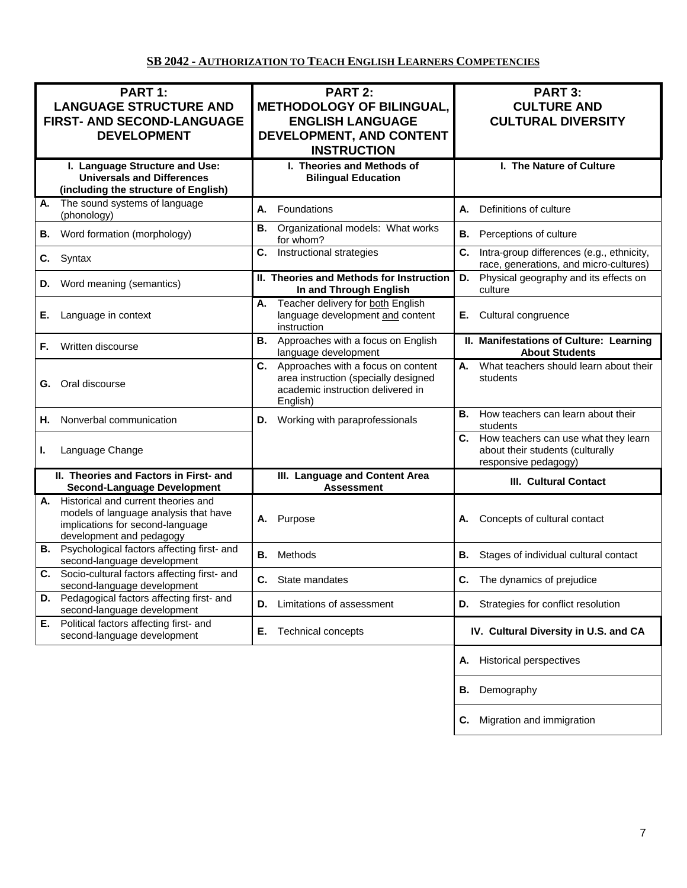## SB 2042 - AUTHORIZATION TO TEACH ENGLISH LEARNERS COMPETENCIES

| PART 1: LANGUAGE STRUCTURE AND FIRST- AND SECOND-LANGUAGE DEVELOPMENT | PART 2: METHODOLOGY OF BILINGUAL, ENGLISH LANGUAGE DEVELOPMENT, AND CONTENT INSTRUCTION | PART 3: CULTURE AND CULTURAL DIVERSITY |
|---|---|---|
| **I. Language Structure and Use: Universals and Differences (including the structure of English)** | **I. Theories and Methods of Bilingual Education** | **I. The Nature of Culture** |
| **A.** The sound systems of language (phonology) | **A.** Foundations | **A.** Definitions of culture |
| **B.** Word formation (morphology) | **B.** Organizational models: What works for whom? | **B.** Perceptions of culture |
| **C.** Syntax | **C.** Instructional strategies | **C.** Intra-group differences (e.g., ethnicity, race, generations, and micro-cultures) |
| **D.** Word meaning (semantics) | **II. Theories and Methods for Instruction In and Through English** | **D.** Physical geography and its effects on culture |
| **E.** Language in context | **A.** Teacher delivery for both English language development and content instruction | **E.** Cultural congruence |
| **F.** Written discourse | **B.** Approaches with a focus on English language development | **II. Manifestations of Culture: Learning About Students** |
| **G.** Oral discourse | **C.** Approaches with a focus on content area instruction (specially designed academic instruction delivered in English) | **A.** What teachers should learn about their students |
| **H.** Nonverbal communication | **D.** Working with paraprofessionals | **B.** How teachers can learn about their students |
| **I.** Language Change | | **C.** How teachers can use what they learn about their students (culturally responsive pedagogy) |
| **II. Theories and Factors in First- and Second-Language Development** | **III. Language and Content Area Assessment** | **III. Cultural Contact** |
| **A.** Historical and current theories and models of language analysis that have implications for second-language development and pedagogy | **A.** Purpose | **A.** Concepts of cultural contact |
| **B.** Psychological factors affecting first- and second-language development | **B.** Methods | **B.** Stages of individual cultural contact |
| **C.** Socio-cultural factors affecting first- and second-language development | **C.** State mandates | **C.** The dynamics of prejudice |
| **D.** Pedagogical factors affecting first- and second-language development | **D.** Limitations of assessment | **D.** Strategies for conflict resolution |
| **E.** Political factors affecting first- and second-language development | **E.** Technical concepts | **IV. Cultural Diversity in U.S. and CA** |
| | | **A.** Historical perspectives |
| | | **B.** Demography |
| | | **C.** Migration and immigration |